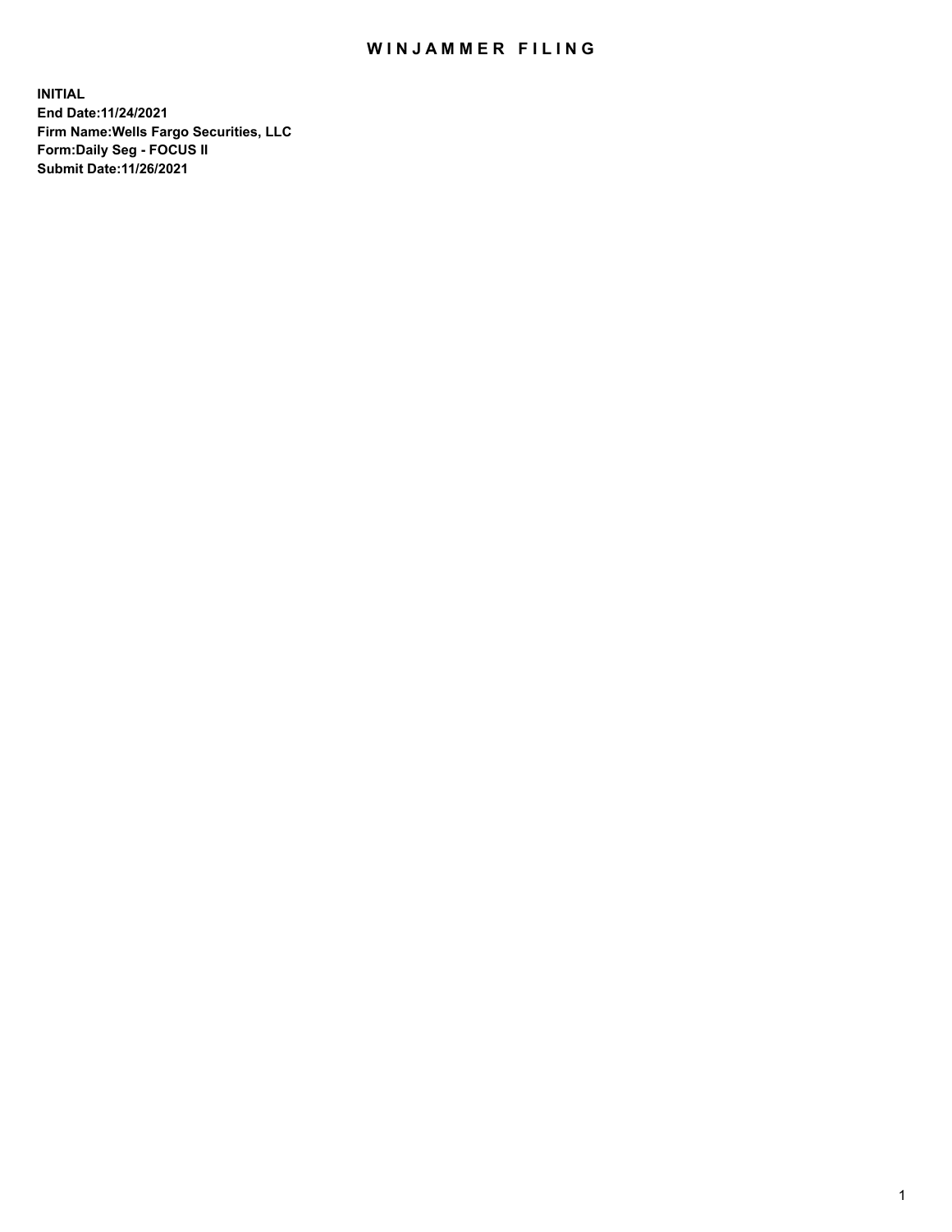# WINJAMMER FILING

**INITIAL**
**End Date:11/24/2021**
**Firm Name:Wells Fargo Securities, LLC**
**Form:Daily Seg - FOCUS II**
**Submit Date:11/26/2021**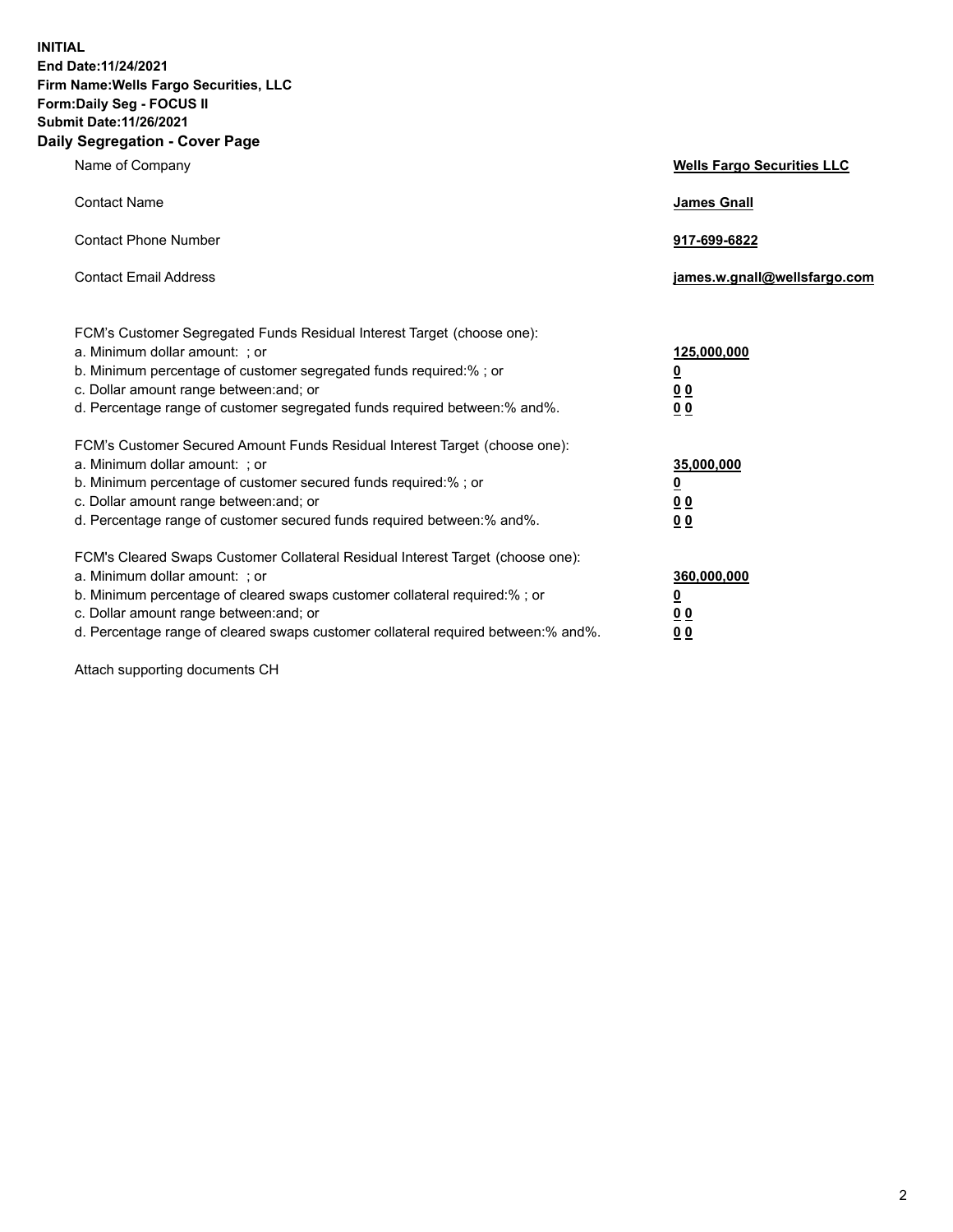**INITIAL**
**End Date:11/24/2021**
**Firm Name:Wells Fargo Securities, LLC**
**Form:Daily Seg - FOCUS II**
**Submit Date:11/26/2021**

## Daily Segregation - Cover Page

| | |
|---|---|
| Name of Company | **Wells Fargo Securities LLC** |
| Contact Name | **James Gnall** |
| Contact Phone Number | **917-699-6822** |
| Contact Email Address | **james.w.gnall@wellsfargo.com** |

FCM's Customer Segregated Funds Residual Interest Target (choose one):

| | |
|---|---|
| a. Minimum dollar amount: ; or | **125,000,000** |
| b. Minimum percentage of customer segregated funds required:% ; or | **0** |
| c. Dollar amount range between:and; or | **0 0** |
| d. Percentage range of customer segregated funds required between:% and%. | **0 0** |

FCM's Customer Secured Amount Funds Residual Interest Target (choose one):

| | |
|---|---|
| a. Minimum dollar amount: ; or | **35,000,000** |
| b. Minimum percentage of customer secured funds required:% ; or | **0** |
| c. Dollar amount range between:and; or | **0 0** |
| d. Percentage range of customer secured funds required between:% and%. | **0 0** |

FCM's Cleared Swaps Customer Collateral Residual Interest Target (choose one):

| | |
|---|---|
| a. Minimum dollar amount: ; or | **360,000,000** |
| b. Minimum percentage of cleared swaps customer collateral required:% ; or | **0** |
| c. Dollar amount range between:and; or | **0 0** |
| d. Percentage range of cleared swaps customer collateral required between:% and%. | **0 0** |

Attach supporting documents CH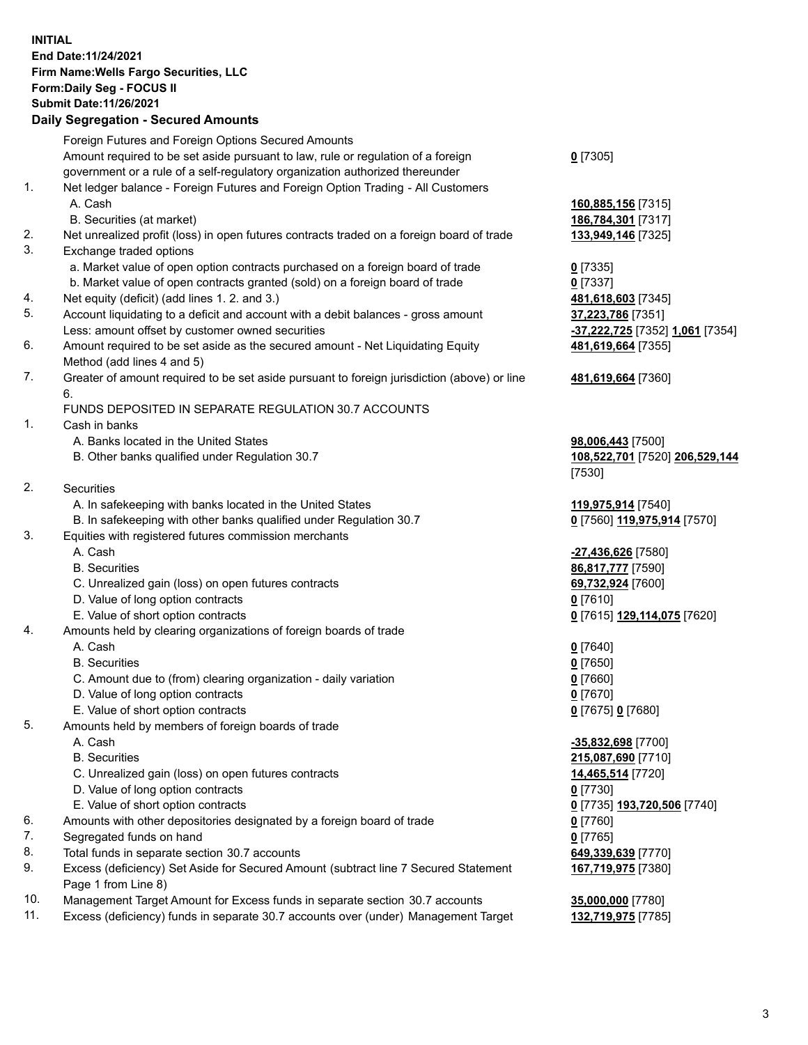**INITIAL**
**End Date:11/24/2021**
**Firm Name:Wells Fargo Securities, LLC**
**Form:Daily Seg - FOCUS II**
**Submit Date:11/26/2021**

## Daily Segregation - Secured Amounts

| | | |
|---|---|---|
| | Foreign Futures and Foreign Options Secured Amounts | |
| | Amount required to be set aside pursuant to law, rule or regulation of a foreign government or a rule of a self-regulatory organization authorized thereunder | **0** [7305] |
| 1. | Net ledger balance - Foreign Futures and Foreign Option Trading - All Customers | |
| | A. Cash | **160,885,156** [7315] |
| | B. Securities (at market) | **186,784,301** [7317] |
| 2. | Net unrealized profit (loss) in open futures contracts traded on a foreign board of trade | **133,949,146** [7325] |
| 3. | Exchange traded options | |
| | a. Market value of open option contracts purchased on a foreign board of trade | **0** [7335] |
| | b. Market value of open contracts granted (sold) on a foreign board of trade | **0** [7337] |
| 4. | Net equity (deficit) (add lines 1. 2. and 3.) | **481,618,603** [7345] |
| 5. | Account liquidating to a deficit and account with a debit balances - gross amount | **37,223,786** [7351] |
| | Less: amount offset by customer owned securities | **-37,222,725** [7352] **1,061** [7354] |
| 6. | Amount required to be set aside as the secured amount - Net Liquidating Equity Method (add lines 4 and 5) | **481,619,664** [7355] |
| 7. | Greater of amount required to be set aside pursuant to foreign jurisdiction (above) or line 6. | **481,619,664** [7360] |
| | FUNDS DEPOSITED IN SEPARATE REGULATION 30.7 ACCOUNTS | |
| 1. | Cash in banks | |
| | A. Banks located in the United States | **98,006,443** [7500] |
| | B. Other banks qualified under Regulation 30.7 | **108,522,701** [7520] **206,529,144** [7530] |
| 2. | Securities | |
| | A. In safekeeping with banks located in the United States | **119,975,914** [7540] |
| | B. In safekeeping with other banks qualified under Regulation 30.7 | **0** [7560] **119,975,914** [7570] |
| 3. | Equities with registered futures commission merchants | |
| | A. Cash | **-27,436,626** [7580] |
| | B. Securities | **86,817,777** [7590] |
| | C. Unrealized gain (loss) on open futures contracts | **69,732,924** [7600] |
| | D. Value of long option contracts | **0** [7610] |
| | E. Value of short option contracts | **0** [7615] **129,114,075** [7620] |
| 4. | Amounts held by clearing organizations of foreign boards of trade | |
| | A. Cash | **0** [7640] |
| | B. Securities | **0** [7650] |
| | C. Amount due to (from) clearing organization - daily variation | **0** [7660] |
| | D. Value of long option contracts | **0** [7670] |
| | E. Value of short option contracts | **0** [7675] **0** [7680] |
| 5. | Amounts held by members of foreign boards of trade | |
| | A. Cash | **-35,832,698** [7700] |
| | B. Securities | **215,087,690** [7710] |
| | C. Unrealized gain (loss) on open futures contracts | **14,465,514** [7720] |
| | D. Value of long option contracts | **0** [7730] |
| | E. Value of short option contracts | **0** [7735] **193,720,506** [7740] |
| 6. | Amounts with other depositories designated by a foreign board of trade | **0** [7760] |
| 7. | Segregated funds on hand | **0** [7765] |
| 8. | Total funds in separate section 30.7 accounts | **649,339,639** [7770] |
| 9. | Excess (deficiency) Set Aside for Secured Amount (subtract line 7 Secured Statement Page 1 from Line 8) | **167,719,975** [7380] |
| 10. | Management Target Amount for Excess funds in separate section 30.7 accounts | **35,000,000** [7780] |
| 11. | Excess (deficiency) funds in separate 30.7 accounts over (under) Management Target | **132,719,975** [7785] |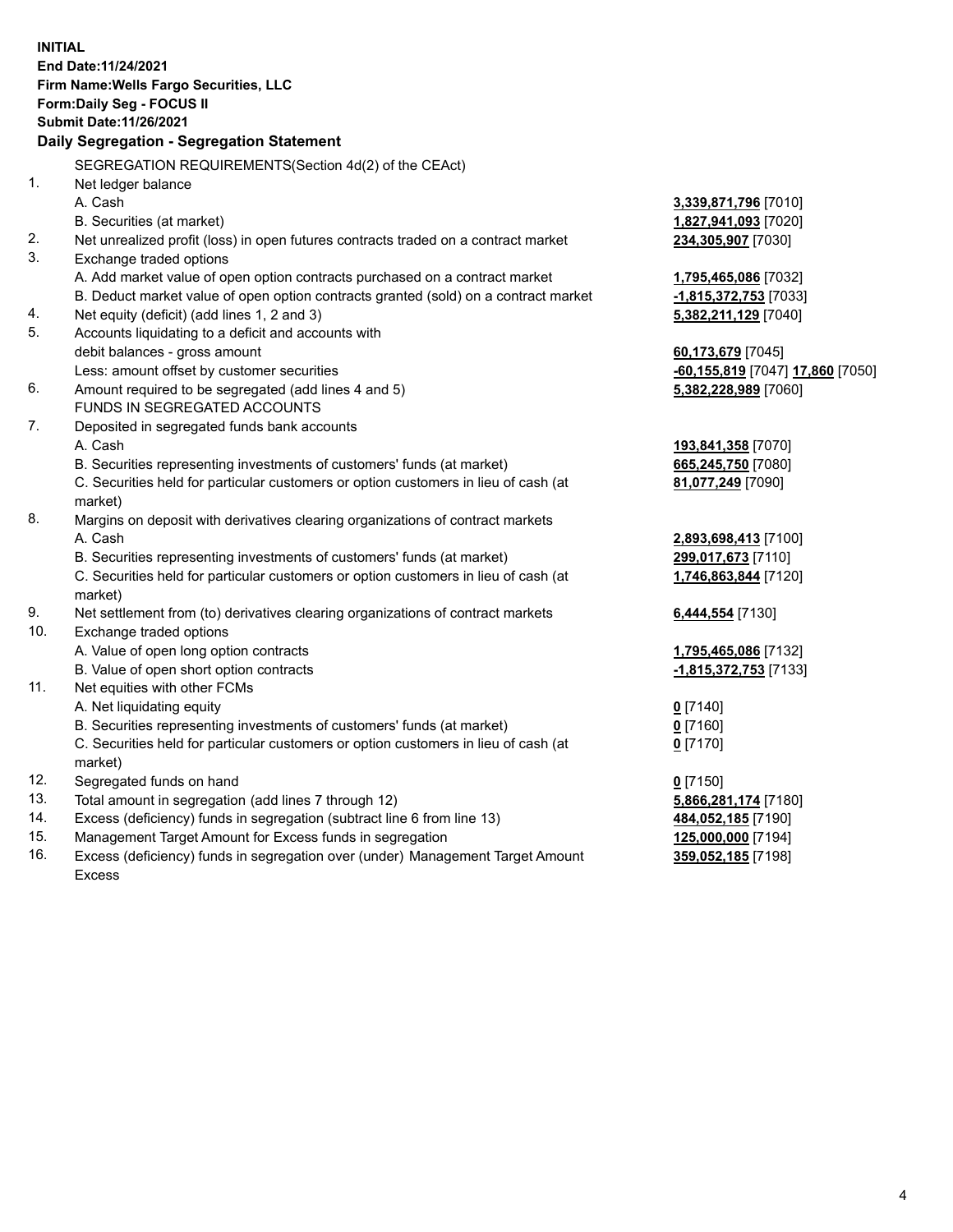**INITIAL**
**End Date:11/24/2021**
**Firm Name:Wells Fargo Securities, LLC**
**Form:Daily Seg - FOCUS II**
**Submit Date:11/26/2021**

## Daily Segregation - Segregation Statement

SEGREGATION REQUIREMENTS(Section 4d(2) of the CEAct)

| | | |
|---|---|---|
| 1. | Net ledger balance | |
| | A. Cash | **3,339,871,796** [7010] |
| | B. Securities (at market) | **1,827,941,093** [7020] |
| 2. | Net unrealized profit (loss) in open futures contracts traded on a contract market | **234,305,907** [7030] |
| 3. | Exchange traded options | |
| | A. Add market value of open option contracts purchased on a contract market | **1,795,465,086** [7032] |
| | B. Deduct market value of open option contracts granted (sold) on a contract market | **-1,815,372,753** [7033] |
| 4. | Net equity (deficit) (add lines 1, 2 and 3) | **5,382,211,129** [7040] |
| 5. | Accounts liquidating to a deficit and accounts with debit balances - gross amount | **60,173,679** [7045] |
| | Less: amount offset by customer securities | **-60,155,819** [7047] **17,860** [7050] |
| 6. | Amount required to be segregated (add lines 4 and 5) | **5,382,228,989** [7060] |
| | FUNDS IN SEGREGATED ACCOUNTS | |
| 7. | Deposited in segregated funds bank accounts | |
| | A. Cash | **193,841,358** [7070] |
| | B. Securities representing investments of customers' funds (at market) | **665,245,750** [7080] |
| | C. Securities held for particular customers or option customers in lieu of cash (at market) | **81,077,249** [7090] |
| 8. | Margins on deposit with derivatives clearing organizations of contract markets | |
| | A. Cash | **2,893,698,413** [7100] |
| | B. Securities representing investments of customers' funds (at market) | **299,017,673** [7110] |
| | C. Securities held for particular customers or option customers in lieu of cash (at market) | **1,746,863,844** [7120] |
| 9. | Net settlement from (to) derivatives clearing organizations of contract markets | **6,444,554** [7130] |
| 10. | Exchange traded options | |
| | A. Value of open long option contracts | **1,795,465,086** [7132] |
| | B. Value of open short option contracts | **-1,815,372,753** [7133] |
| 11. | Net equities with other FCMs | |
| | A. Net liquidating equity | **0** [7140] |
| | B. Securities representing investments of customers' funds (at market) | **0** [7160] |
| | C. Securities held for particular customers or option customers in lieu of cash (at market) | **0** [7170] |
| 12. | Segregated funds on hand | **0** [7150] |
| 13. | Total amount in segregation (add lines 7 through 12) | **5,866,281,174** [7180] |
| 14. | Excess (deficiency) funds in segregation (subtract line 6 from line 13) | **484,052,185** [7190] |
| 15. | Management Target Amount for Excess funds in segregation | **125,000,000** [7194] |
| 16. | Excess (deficiency) funds in segregation over (under) Management Target Amount Excess | **359,052,185** [7198] |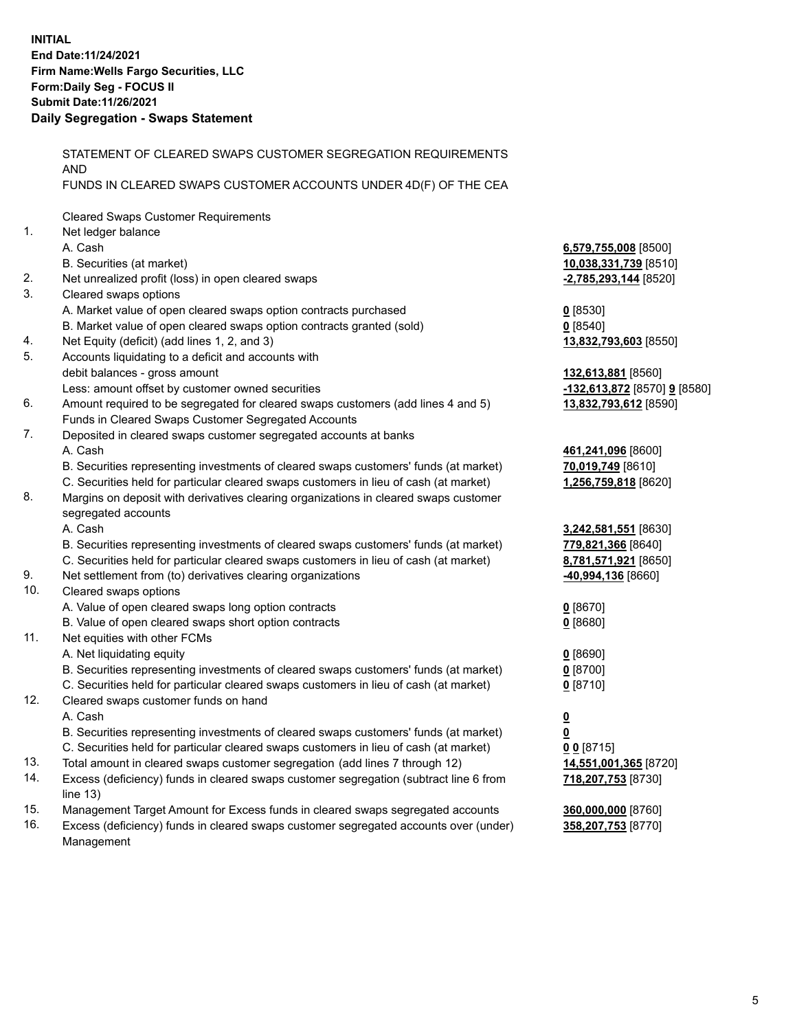**INITIAL**
**End Date:11/24/2021**
**Firm Name:Wells Fargo Securities, LLC**
**Form:Daily Seg - FOCUS II**
**Submit Date:11/26/2021**
**Daily Segregation - Swaps Statement**

STATEMENT OF CLEARED SWAPS CUSTOMER SEGREGATION REQUIREMENTS AND FUNDS IN CLEARED SWAPS CUSTOMER ACCOUNTS UNDER 4D(F) OF THE CEA

| | | |
|---|---|---|
| | Cleared Swaps Customer Requirements | |
| 1. | Net ledger balance | |
| | A. Cash | **6,579,755,008** [8500] |
| | B. Securities (at market) | **10,038,331,739** [8510] |
| 2. | Net unrealized profit (loss) in open cleared swaps | **-2,785,293,144** [8520] |
| 3. | Cleared swaps options | |
| | A. Market value of open cleared swaps option contracts purchased | **0** [8530] |
| | B. Market value of open cleared swaps option contracts granted (sold) | **0** [8540] |
| 4. | Net Equity (deficit) (add lines 1, 2, and 3) | **13,832,793,603** [8550] |
| 5. | Accounts liquidating to a deficit and accounts with debit balances - gross amount | **132,613,881** [8560] |
| | Less: amount offset by customer owned securities | **-132,613,872** [8570] **9** [8580] |
| 6. | Amount required to be segregated for cleared swaps customers (add lines 4 and 5) | **13,832,793,612** [8590] |
| | Funds in Cleared Swaps Customer Segregated Accounts | |
| 7. | Deposited in cleared swaps customer segregated accounts at banks | |
| | A. Cash | **461,241,096** [8600] |
| | B. Securities representing investments of cleared swaps customers' funds (at market) | **70,019,749** [8610] |
| | C. Securities held for particular cleared swaps customers in lieu of cash (at market) | **1,256,759,818** [8620] |
| 8. | Margins on deposit with derivatives clearing organizations in cleared swaps customer segregated accounts | |
| | A. Cash | **3,242,581,551** [8630] |
| | B. Securities representing investments of cleared swaps customers' funds (at market) | **779,821,366** [8640] |
| | C. Securities held for particular cleared swaps customers in lieu of cash (at market) | **8,781,571,921** [8650] |
| 9. | Net settlement from (to) derivatives clearing organizations | **-40,994,136** [8660] |
| 10. | Cleared swaps options | |
| | A. Value of open cleared swaps long option contracts | **0** [8670] |
| | B. Value of open cleared swaps short option contracts | **0** [8680] |
| 11. | Net equities with other FCMs | |
| | A. Net liquidating equity | **0** [8690] |
| | B. Securities representing investments of cleared swaps customers' funds (at market) | **0** [8700] |
| | C. Securities held for particular cleared swaps customers in lieu of cash (at market) | **0** [8710] |
| 12. | Cleared swaps customer funds on hand | |
| | A. Cash | **0** |
| | B. Securities representing investments of cleared swaps customers' funds (at market) | **0** |
| | C. Securities held for particular cleared swaps customers in lieu of cash (at market) | **0** **0** [8715] |
| 13. | Total amount in cleared swaps customer segregation (add lines 7 through 12) | **14,551,001,365** [8720] |
| 14. | Excess (deficiency) funds in cleared swaps customer segregation (subtract line 6 from line 13) | **718,207,753** [8730] |
| 15. | Management Target Amount for Excess funds in cleared swaps segregated accounts | **360,000,000** [8760] |
| 16. | Excess (deficiency) funds in cleared swaps customer segregated accounts over (under) Management | **358,207,753** [8770] |